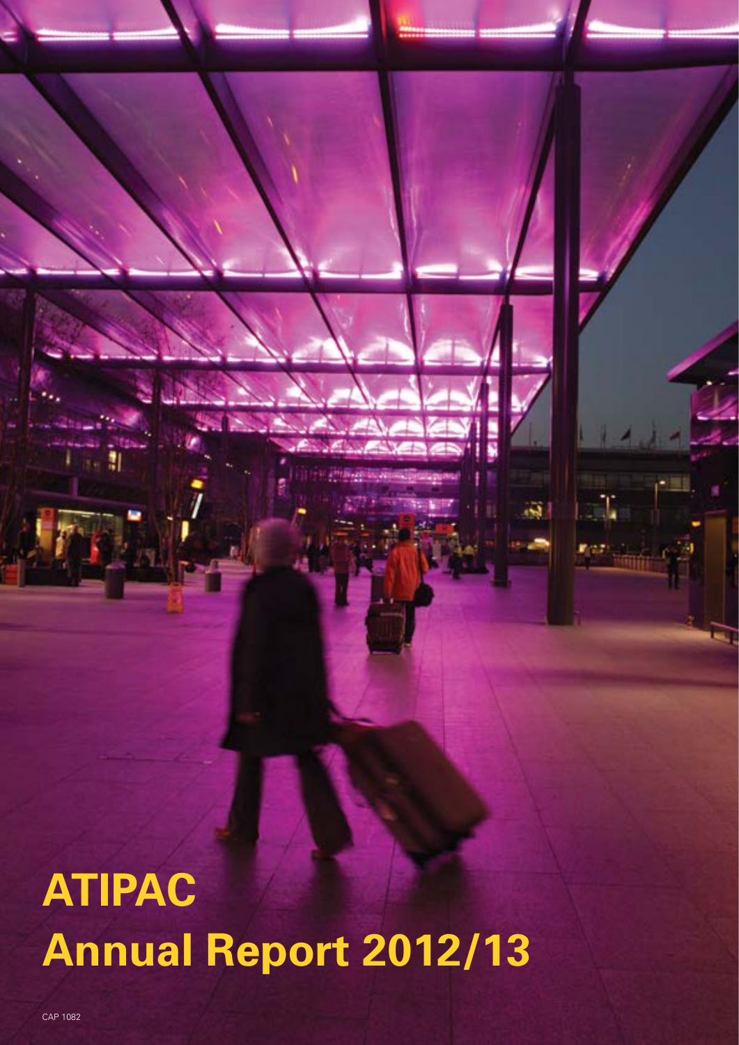# ATIPAC

# Annual Report 2012/13

CAP 1082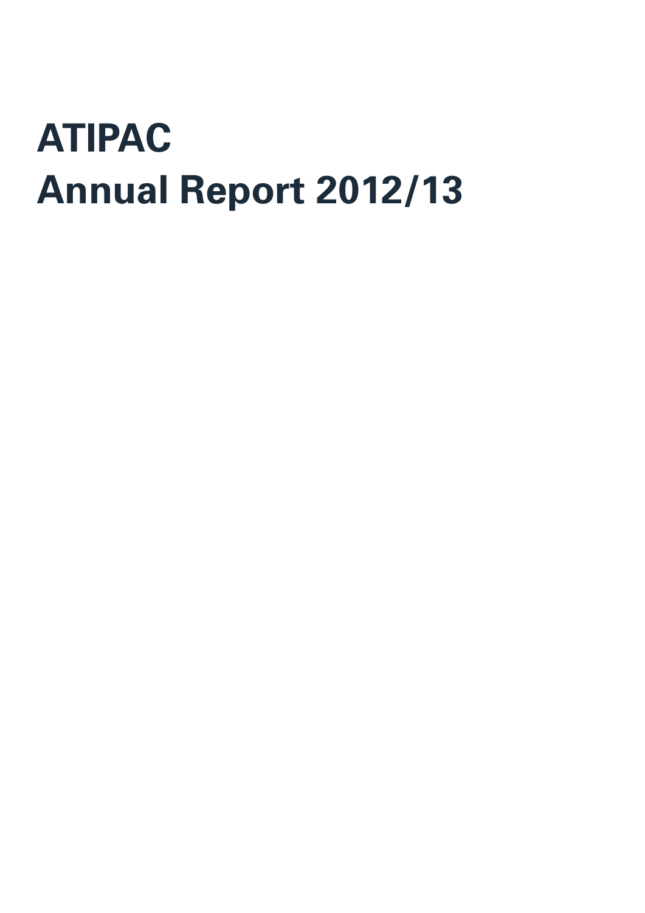# ATIPAC
# Annual Report 2012/13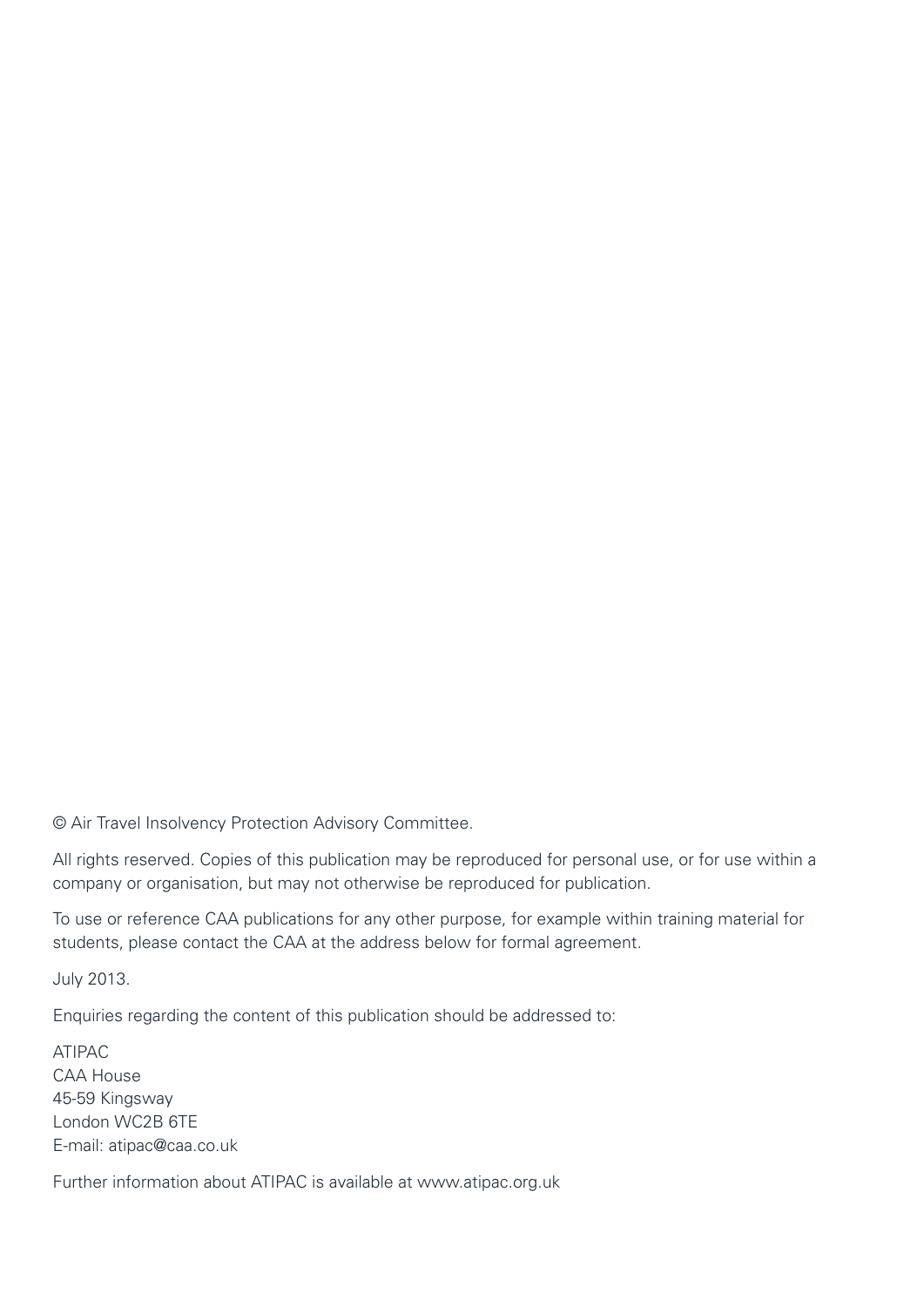© Air Travel Insolvency Protection Advisory Committee.

All rights reserved. Copies of this publication may be reproduced for personal use, or for use within a company or organisation, but may not otherwise be reproduced for publication.

To use or reference CAA publications for any other purpose, for example within training material for students, please contact the CAA at the address below for formal agreement.

July 2013.

Enquiries regarding the content of this publication should be addressed to:

ATIPAC  
CAA House  
45-59 Kingsway  
London WC2B 6TE  
E-mail: atipac@caa.co.uk

Further information about ATIPAC is available at www.atipac.org.uk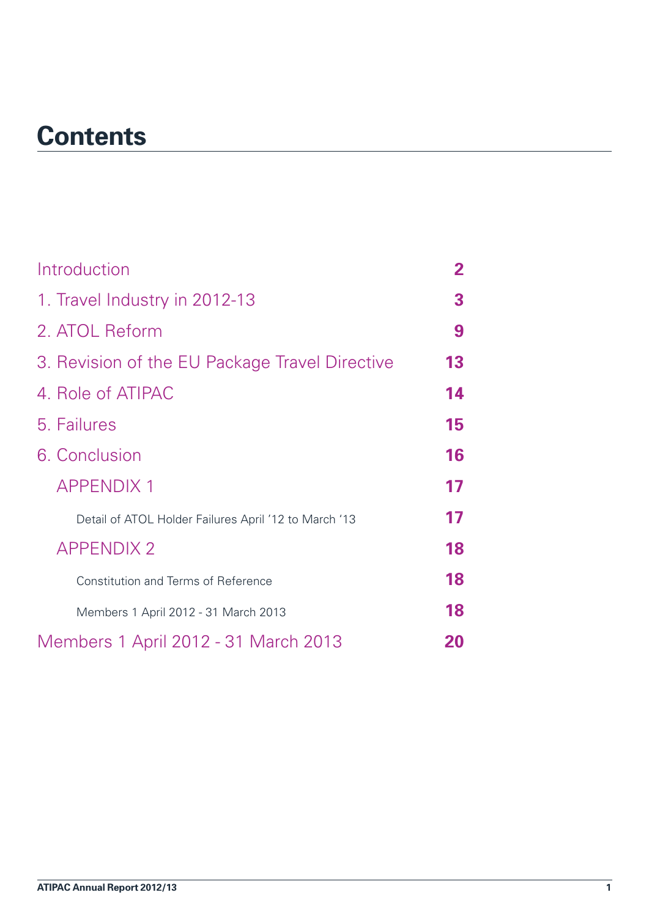# Contents

| | |
|---|---|
| Introduction | 2 |
| 1. Travel Industry in 2012-13 | 3 |
| 2. ATOL Reform | 9 |
| 3. Revision of the EU Package Travel Directive | 13 |
| 4. Role of ATIPAC | 14 |
| 5. Failures | 15 |
| 6. Conclusion | 16 |
| APPENDIX 1 | 17 |
| Detail of ATOL Holder Failures April '12 to March '13 | 17 |
| APPENDIX 2 | 18 |
| Constitution and Terms of Reference | 18 |
| Members 1 April 2012 - 31 March 2013 | 18 |
| Members 1 April 2012 - 31 March 2013 | 20 |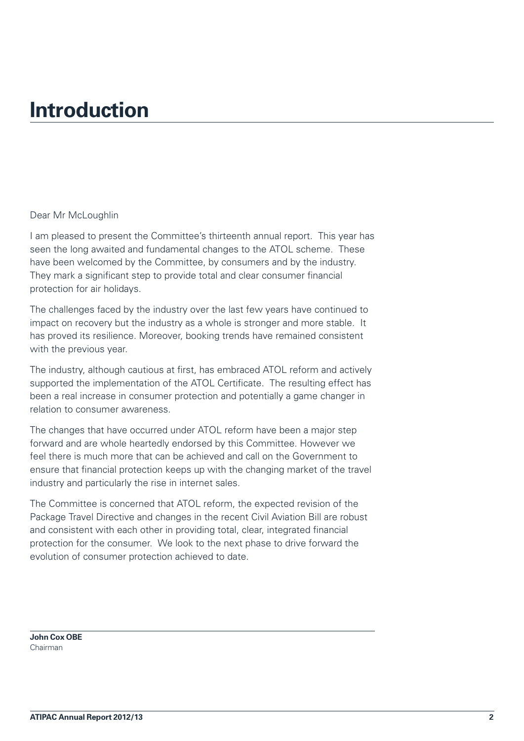# Introduction

Dear Mr McLoughlin

I am pleased to present the Committee's thirteenth annual report. This year has seen the long awaited and fundamental changes to the ATOL scheme. These have been welcomed by the Committee, by consumers and by the industry. They mark a significant step to provide total and clear consumer financial protection for air holidays.

The challenges faced by the industry over the last few years have continued to impact on recovery but the industry as a whole is stronger and more stable. It has proved its resilience. Moreover, booking trends have remained consistent with the previous year.

The industry, although cautious at first, has embraced ATOL reform and actively supported the implementation of the ATOL Certificate. The resulting effect has been a real increase in consumer protection and potentially a game changer in relation to consumer awareness.

The changes that have occurred under ATOL reform have been a major step forward and are whole heartedly endorsed by this Committee. However we feel there is much more that can be achieved and call on the Government to ensure that financial protection keeps up with the changing market of the travel industry and particularly the rise in internet sales.

The Committee is concerned that ATOL reform, the expected revision of the Package Travel Directive and changes in the recent Civil Aviation Bill are robust and consistent with each other in providing total, clear, integrated financial protection for the consumer. We look to the next phase to drive forward the evolution of consumer protection achieved to date.

**John Cox OBE**
Chairman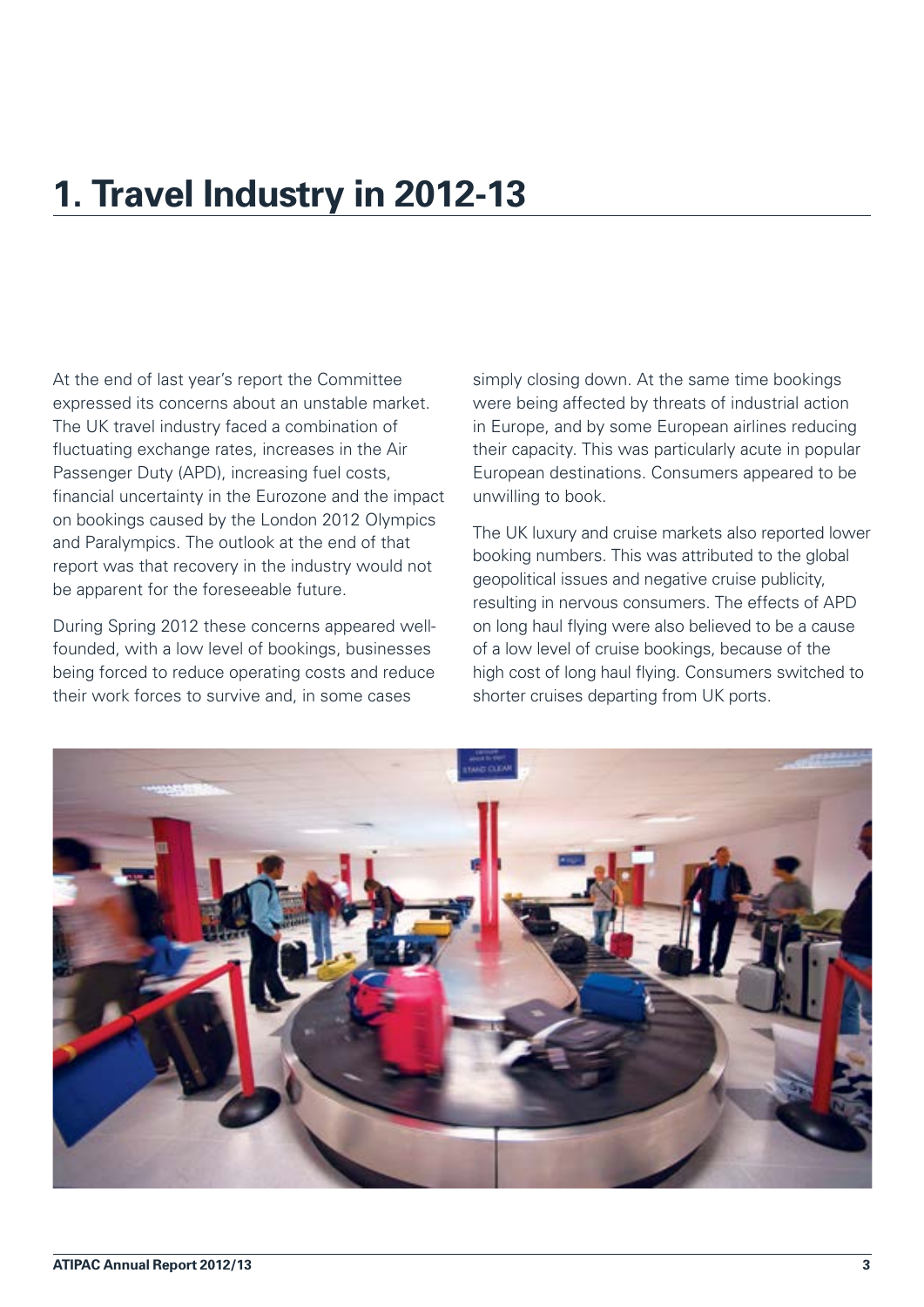# 1. Travel Industry in 2012-13

At the end of last year's report the Committee expressed its concerns about an unstable market. The UK travel industry faced a combination of fluctuating exchange rates, increases in the Air Passenger Duty (APD), increasing fuel costs, financial uncertainty in the Eurozone and the impact on bookings caused by the London 2012 Olympics and Paralympics. The outlook at the end of that report was that recovery in the industry would not be apparent for the foreseeable future.

During Spring 2012 these concerns appeared well-founded, with a low level of bookings, businesses being forced to reduce operating costs and reduce their work forces to survive and, in some cases simply closing down. At the same time bookings were being affected by threats of industrial action in Europe, and by some European airlines reducing their capacity. This was particularly acute in popular European destinations. Consumers appeared to be unwilling to book.

The UK luxury and cruise markets also reported lower booking numbers. This was attributed to the global geopolitical issues and negative cruise publicity, resulting in nervous consumers. The effects of APD on long haul flying were also believed to be a cause of a low level of cruise bookings, because of the high cost of long haul flying. Consumers switched to shorter cruises departing from UK ports.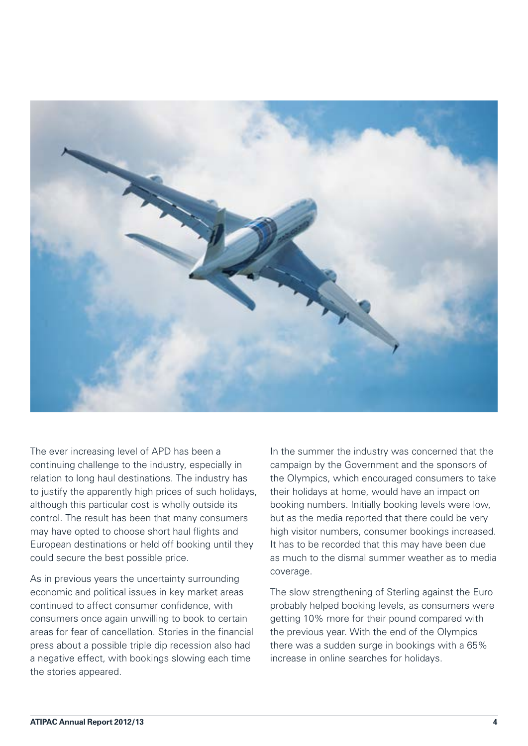The ever increasing level of APD has been a continuing challenge to the industry, especially in relation to long haul destinations. The industry has to justify the apparently high prices of such holidays, although this particular cost is wholly outside its control. The result has been that many consumers may have opted to choose short haul flights and European destinations or held off booking until they could secure the best possible price.

As in previous years the uncertainty surrounding economic and political issues in key market areas continued to affect consumer confidence, with consumers once again unwilling to book to certain areas for fear of cancellation. Stories in the financial press about a possible triple dip recession also had a negative effect, with bookings slowing each time the stories appeared.

In the summer the industry was concerned that the campaign by the Government and the sponsors of the Olympics, which encouraged consumers to take their holidays at home, would have an impact on booking numbers. Initially booking levels were low, but as the media reported that there could be very high visitor numbers, consumer bookings increased. It has to be recorded that this may have been due as much to the dismal summer weather as to media coverage.

The slow strengthening of Sterling against the Euro probably helped booking levels, as consumers were getting 10% more for their pound compared with the previous year. With the end of the Olympics there was a sudden surge in bookings with a 65% increase in online searches for holidays.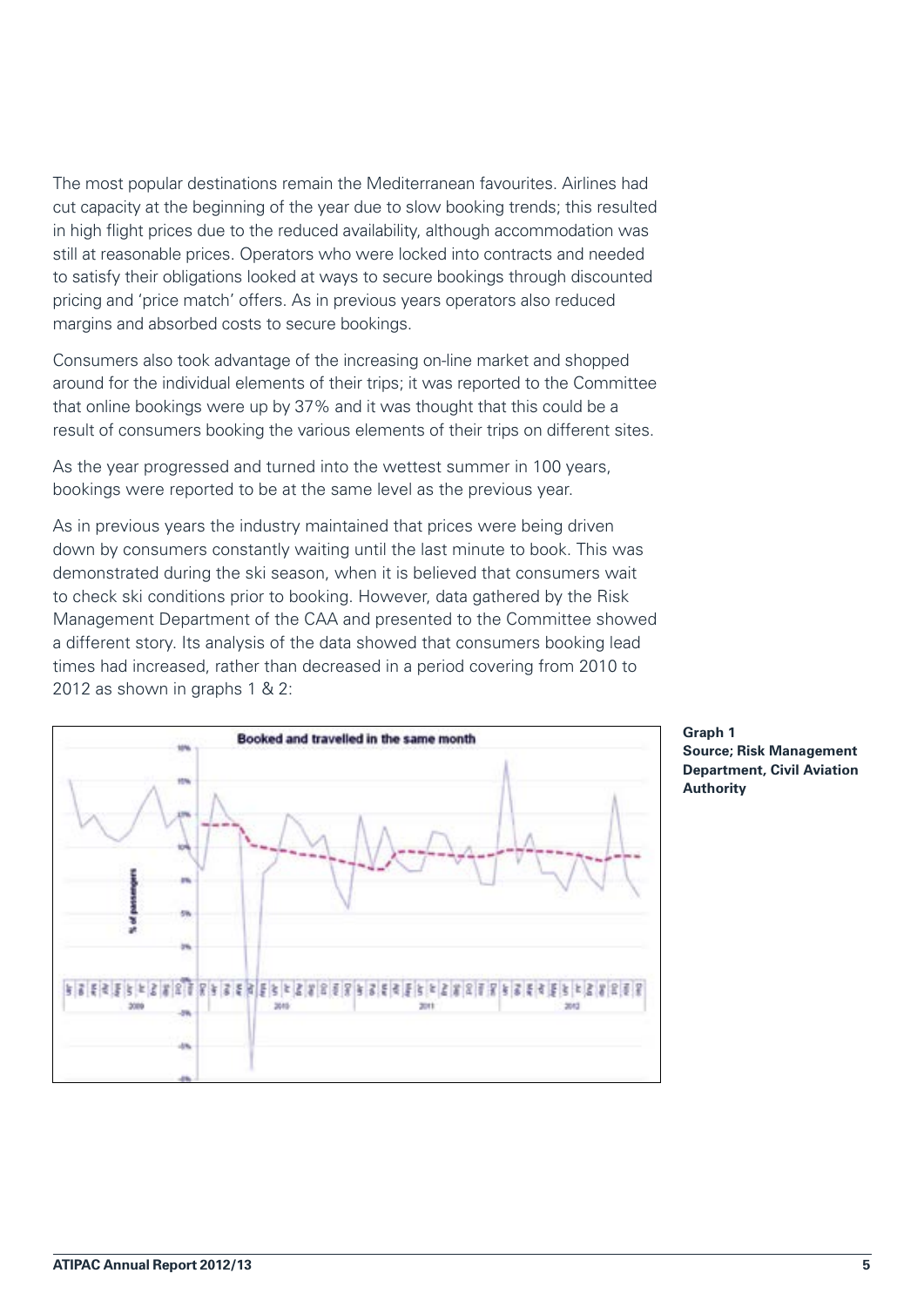The most popular destinations remain the Mediterranean favourites. Airlines had cut capacity at the beginning of the year due to slow booking trends; this resulted in high flight prices due to the reduced availability, although accommodation was still at reasonable prices. Operators who were locked into contracts and needed to satisfy their obligations looked at ways to secure bookings through discounted pricing and 'price match' offers. As in previous years operators also reduced margins and absorbed costs to secure bookings.

Consumers also took advantage of the increasing on-line market and shopped around for the individual elements of their trips; it was reported to the Committee that online bookings were up by 37% and it was thought that this could be a result of consumers booking the various elements of their trips on different sites.

As the year progressed and turned into the wettest summer in 100 years, bookings were reported to be at the same level as the previous year.

As in previous years the industry maintained that prices were being driven down by consumers constantly waiting until the last minute to book. This was demonstrated during the ski season, when it is believed that consumers wait to check ski conditions prior to booking. However, data gathered by the Risk Management Department of the CAA and presented to the Committee showed a different story. Its analysis of the data showed that consumers booking lead times had increased, rather than decreased in a period covering from 2010 to 2012 as shown in graphs 1 & 2:

**Graph 1**
**Source; Risk Management Department, Civil Aviation Authority**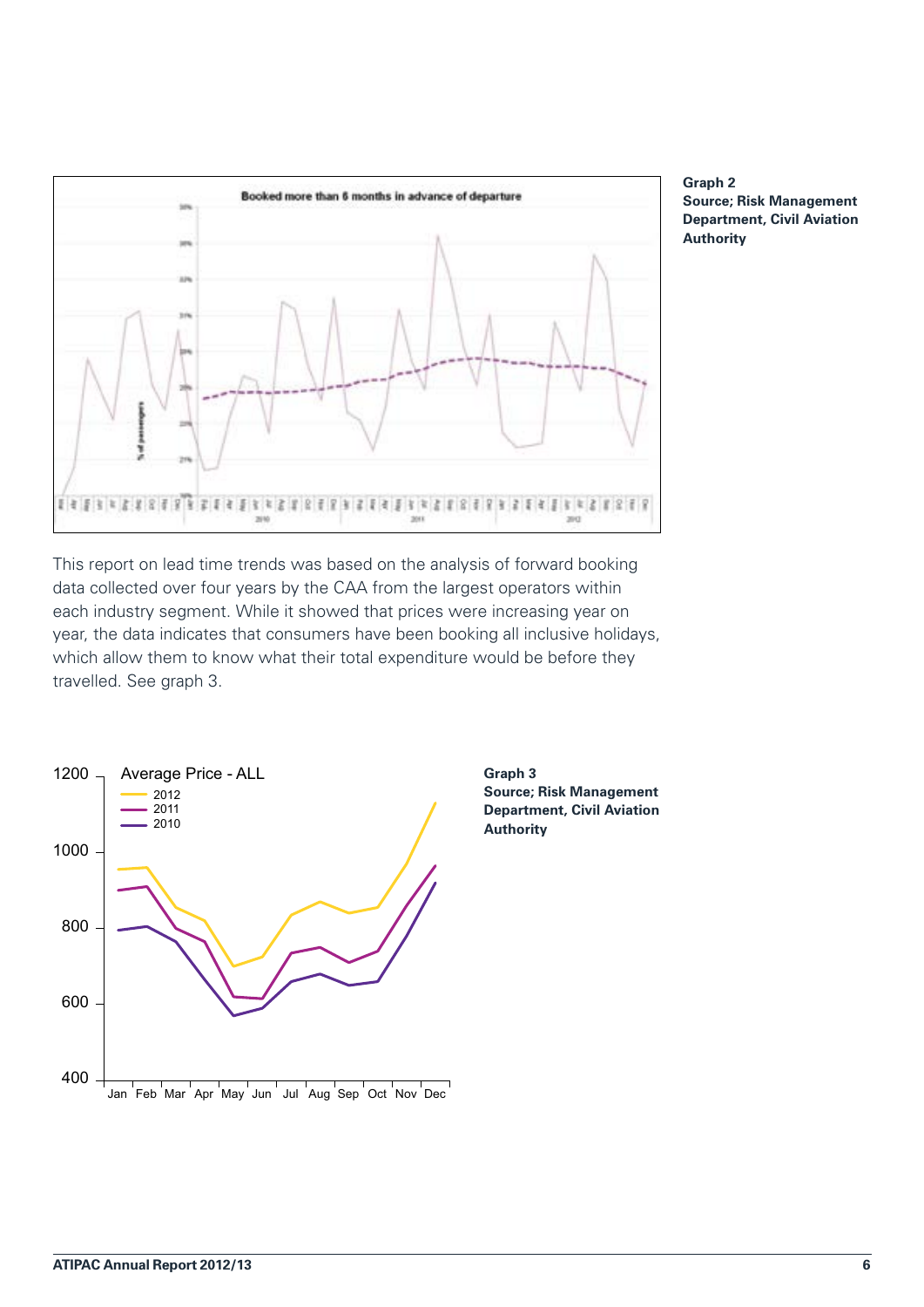**Graph 2**
**Source; Risk Management Department, Civil Aviation Authority**

This report on lead time trends was based on the analysis of forward booking data collected over four years by the CAA from the largest operators within each industry segment. While it showed that prices were increasing year on year, the data indicates that consumers have been booking all inclusive holidays, which allow them to know what their total expenditure would be before they travelled. See graph 3.

**Graph 3**
**Source; Risk Management Department, Civil Aviation Authority**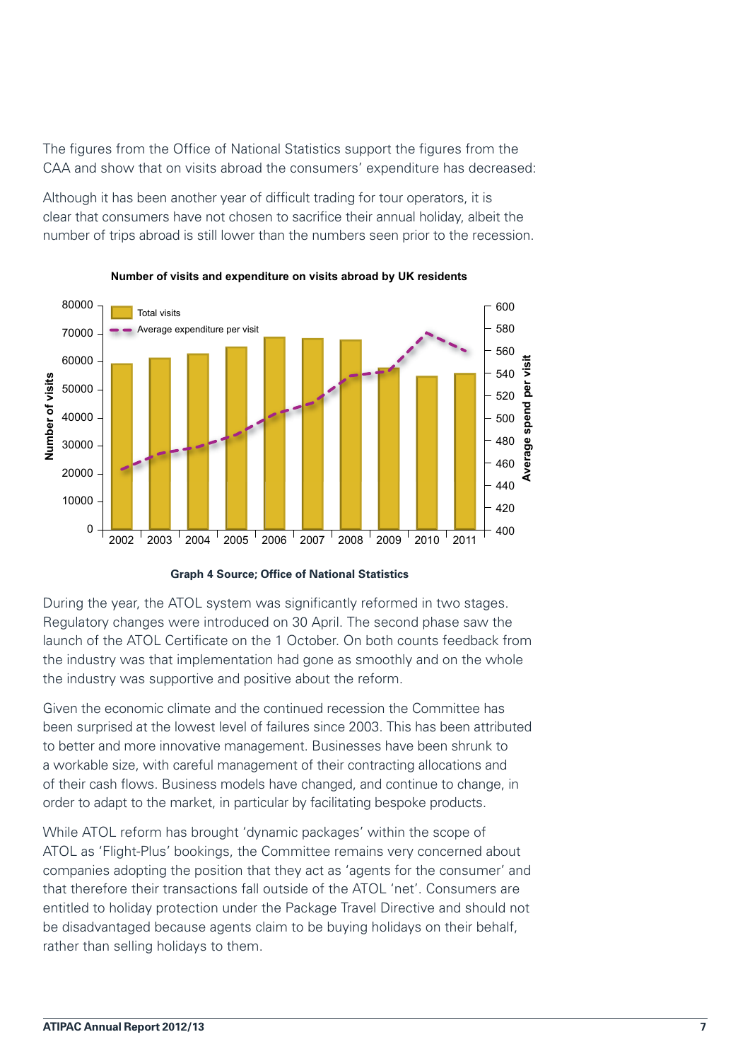The figures from the Office of National Statistics support the figures from the CAA and show that on visits abroad the consumers' expenditure has decreased:

Although it has been another year of difficult trading for tour operators, it is clear that consumers have not chosen to sacrifice their annual holiday, albeit the number of trips abroad is still lower than the numbers seen prior to the recession.

**Number of visits and expenditure on visits abroad by UK residents**

**Graph 4 Source; Office of National Statistics**

During the year, the ATOL system was significantly reformed in two stages. Regulatory changes were introduced on 30 April. The second phase saw the launch of the ATOL Certificate on the 1 October. On both counts feedback from the industry was that implementation had gone as smoothly and on the whole the industry was supportive and positive about the reform.

Given the economic climate and the continued recession the Committee has been surprised at the lowest level of failures since 2003. This has been attributed to better and more innovative management. Businesses have been shrunk to a workable size, with careful management of their contracting allocations and of their cash flows. Business models have changed, and continue to change, in order to adapt to the market, in particular by facilitating bespoke products.

While ATOL reform has brought 'dynamic packages' within the scope of ATOL as 'Flight-Plus' bookings, the Committee remains very concerned about companies adopting the position that they act as 'agents for the consumer' and that therefore their transactions fall outside of the ATOL 'net'. Consumers are entitled to holiday protection under the Package Travel Directive and should not be disadvantaged because agents claim to be buying holidays on their behalf, rather than selling holidays to them.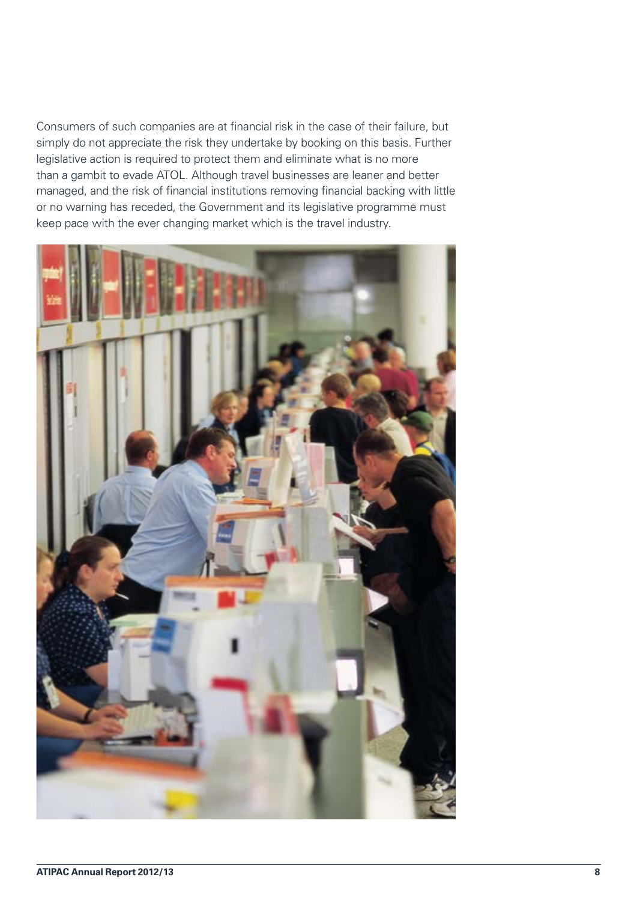Consumers of such companies are at financial risk in the case of their failure, but simply do not appreciate the risk they undertake by booking on this basis. Further legislative action is required to protect them and eliminate what is no more than a gambit to evade ATOL. Although travel businesses are leaner and better managed, and the risk of financial institutions removing financial backing with little or no warning has receded, the Government and its legislative programme must keep pace with the ever changing market which is the travel industry.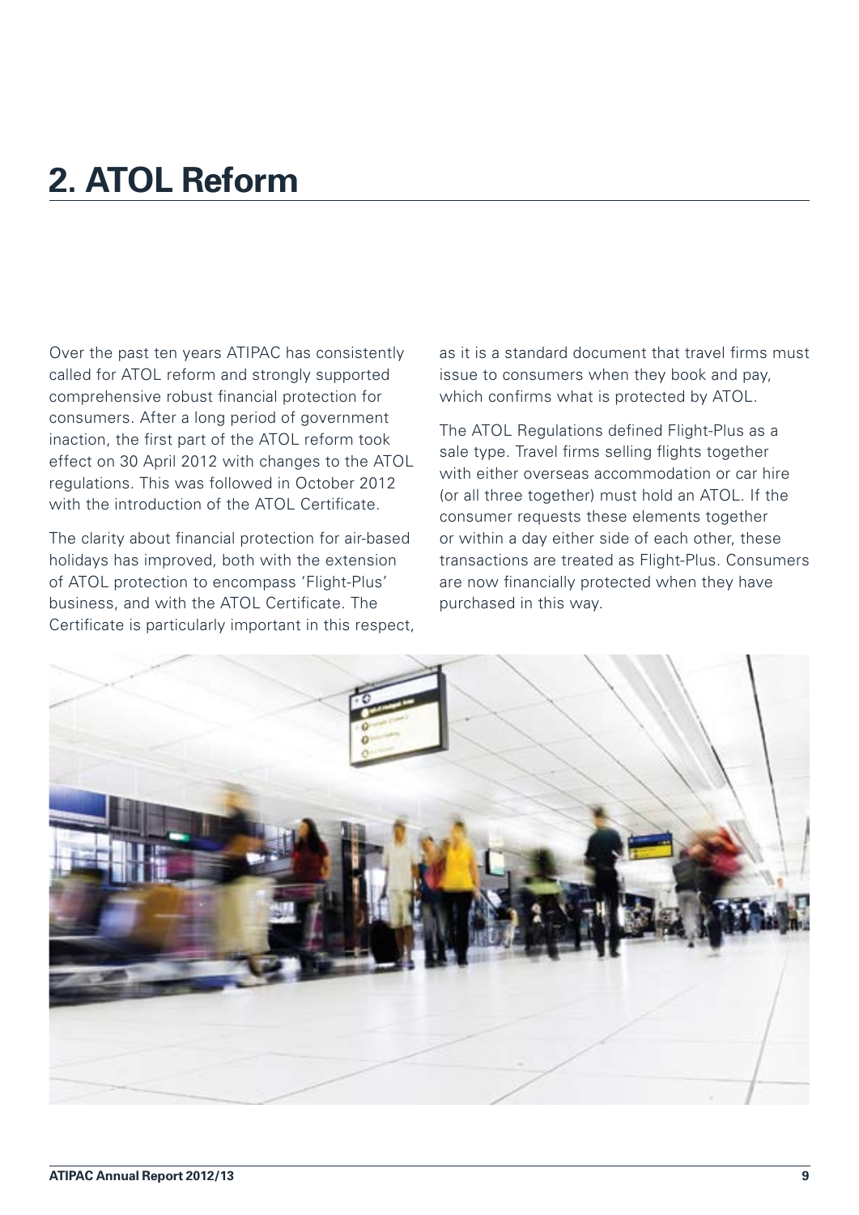# 2. ATOL Reform

Over the past ten years ATIPAC has consistently called for ATOL reform and strongly supported comprehensive robust financial protection for consumers. After a long period of government inaction, the first part of the ATOL reform took effect on 30 April 2012 with changes to the ATOL regulations. This was followed in October 2012 with the introduction of the ATOL Certificate.

The clarity about financial protection for air-based holidays has improved, both with the extension of ATOL protection to encompass 'Flight-Plus' business, and with the ATOL Certificate. The Certificate is particularly important in this respect, as it is a standard document that travel firms must issue to consumers when they book and pay, which confirms what is protected by ATOL.

The ATOL Regulations defined Flight-Plus as a sale type. Travel firms selling flights together with either overseas accommodation or car hire (or all three together) must hold an ATOL. If the consumer requests these elements together or within a day either side of each other, these transactions are treated as Flight-Plus. Consumers are now financially protected when they have purchased in this way.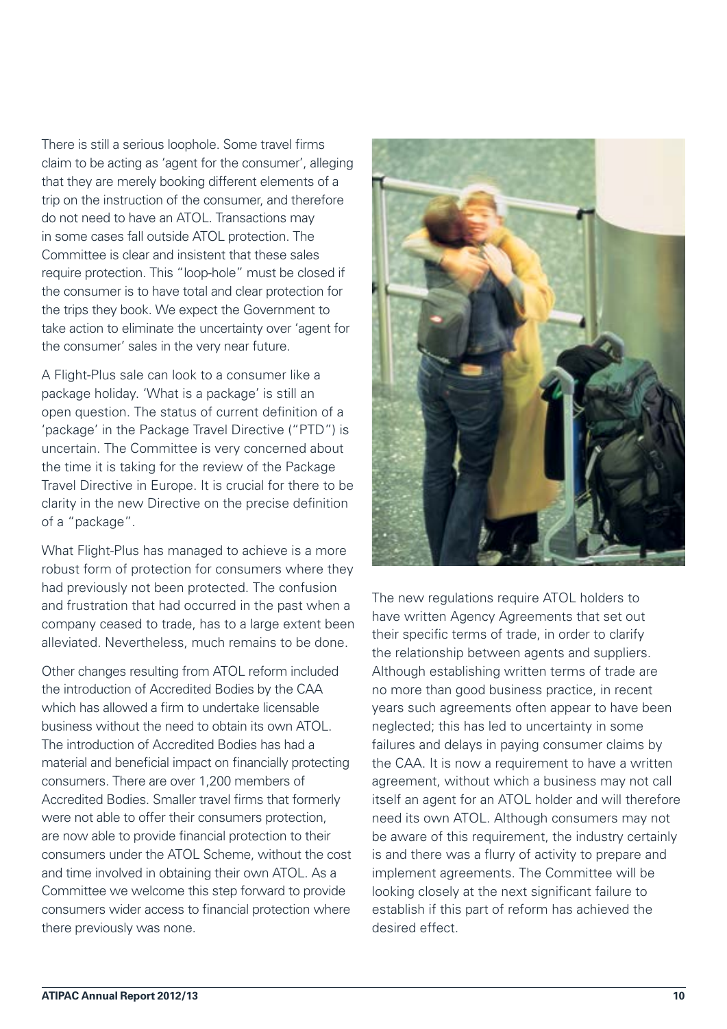There is still a serious loophole. Some travel firms claim to be acting as 'agent for the consumer', alleging that they are merely booking different elements of a trip on the instruction of the consumer, and therefore do not need to have an ATOL. Transactions may in some cases fall outside ATOL protection. The Committee is clear and insistent that these sales require protection. This "loop-hole" must be closed if the consumer is to have total and clear protection for the trips they book. We expect the Government to take action to eliminate the uncertainty over 'agent for the consumer' sales in the very near future.

A Flight-Plus sale can look to a consumer like a package holiday. 'What is a package' is still an open question. The status of current definition of a 'package' in the Package Travel Directive ("PTD") is uncertain. The Committee is very concerned about the time it is taking for the review of the Package Travel Directive in Europe. It is crucial for there to be clarity in the new Directive on the precise definition of a "package".

What Flight-Plus has managed to achieve is a more robust form of protection for consumers where they had previously not been protected. The confusion and frustration that had occurred in the past when a company ceased to trade, has to a large extent been alleviated. Nevertheless, much remains to be done.

Other changes resulting from ATOL reform included the introduction of Accredited Bodies by the CAA which has allowed a firm to undertake licensable business without the need to obtain its own ATOL. The introduction of Accredited Bodies has had a material and beneficial impact on financially protecting consumers. There are over 1,200 members of Accredited Bodies. Smaller travel firms that formerly were not able to offer their consumers protection, are now able to provide financial protection to their consumers under the ATOL Scheme, without the cost and time involved in obtaining their own ATOL. As a Committee we welcome this step forward to provide consumers wider access to financial protection where there previously was none.

The new regulations require ATOL holders to have written Agency Agreements that set out their specific terms of trade, in order to clarify the relationship between agents and suppliers. Although establishing written terms of trade are no more than good business practice, in recent years such agreements often appear to have been neglected; this has led to uncertainty in some failures and delays in paying consumer claims by the CAA. It is now a requirement to have a written agreement, without which a business may not call itself an agent for an ATOL holder and will therefore need its own ATOL. Although consumers may not be aware of this requirement, the industry certainly is and there was a flurry of activity to prepare and implement agreements. The Committee will be looking closely at the next significant failure to establish if this part of reform has achieved the desired effect.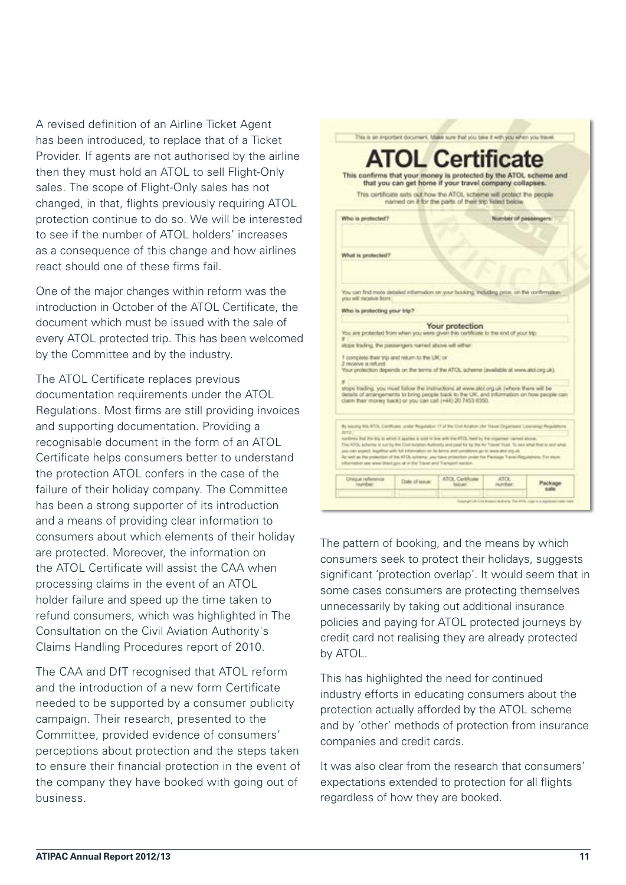A revised definition of an Airline Ticket Agent has been introduced, to replace that of a Ticket Provider. If agents are not authorised by the airline then they must hold an ATOL to sell Flight-Only sales. The scope of Flight-Only sales has not changed, in that, flights previously requiring ATOL protection continue to do so. We will be interested to see if the number of ATOL holders' increases as a consequence of this change and how airlines react should one of these firms fail.

One of the major changes within reform was the introduction in October of the ATOL Certificate, the document which must be issued with the sale of every ATOL protected trip. This has been welcomed by the Committee and by the industry.

The ATOL Certificate replaces previous documentation requirements under the ATOL Regulations. Most firms are still providing invoices and supporting documentation. Providing a recognisable document in the form of an ATOL Certificate helps consumers better to understand the protection ATOL confers in the case of the failure of their holiday company. The Committee has been a strong supporter of its introduction and a means of providing clear information to consumers about which elements of their holiday are protected. Moreover, the information on the ATOL Certificate will assist the CAA when processing claims in the event of an ATOL holder failure and speed up the time taken to refund consumers, which was highlighted in The Consultation on the Civil Aviation Authority's Claims Handling Procedures report of 2010.

The CAA and DfT recognised that ATOL reform and the introduction of a new form Certificate needed to be supported by a consumer publicity campaign. Their research, presented to the Committee, provided evidence of consumers' perceptions about protection and the steps taken to ensure their financial protection in the event of the company they have booked with going out of business.

The pattern of booking, and the means by which consumers seek to protect their holidays, suggests significant 'protection overlap'. It would seem that in some cases consumers are protecting themselves unnecessarily by taking out additional insurance policies and paying for ATOL protected journeys by credit card not realising they are already protected by ATOL.

This has highlighted the need for continued industry efforts in educating consumers about the protection actually afforded by the ATOL scheme and by 'other' methods of protection from insurance companies and credit cards.

It was also clear from the research that consumers' expectations extended to protection for all flights regardless of how they are booked.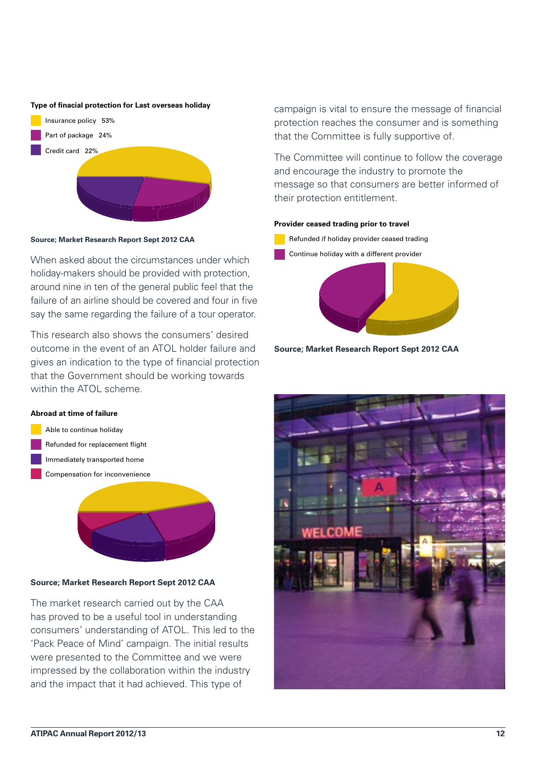**Type of finacial protection for Last overseas holiday**

- Insurance policy 53%
- Part of package 24%
- Credit card 22%

**Source; Market Research Report Sept 2012 CAA**

When asked about the circumstances under which holiday-makers should be provided with protection, around nine in ten of the general public feel that the failure of an airline should be covered and four in five say the same regarding the failure of a tour operator.

This research also shows the consumers' desired outcome in the event of an ATOL holder failure and gives an indication to the type of financial protection that the Government should be working towards within the ATOL scheme.

**Abroad at time of failure**

- Able to continue holiday
- Refunded for replacement flight
- Immediately transported home
- Compensation for inconvenience

**Source; Market Research Report Sept 2012 CAA**

The market research carried out by the CAA has proved to be a useful tool in understanding consumers' understanding of ATOL. This led to the 'Pack Peace of Mind' campaign. The initial results were presented to the Committee and we were impressed by the collaboration within the industry and the impact that it had achieved. This type of campaign is vital to ensure the message of financial protection reaches the consumer and is something that the Committee is fully supportive of.

The Committee will continue to follow the coverage and encourage the industry to promote the message so that consumers are better informed of their protection entitlement.

**Provider ceased trading prior to travel**

- Refunded if holiday provider ceased trading
- Continue holiday with a different provider

**Source; Market Research Report Sept 2012 CAA**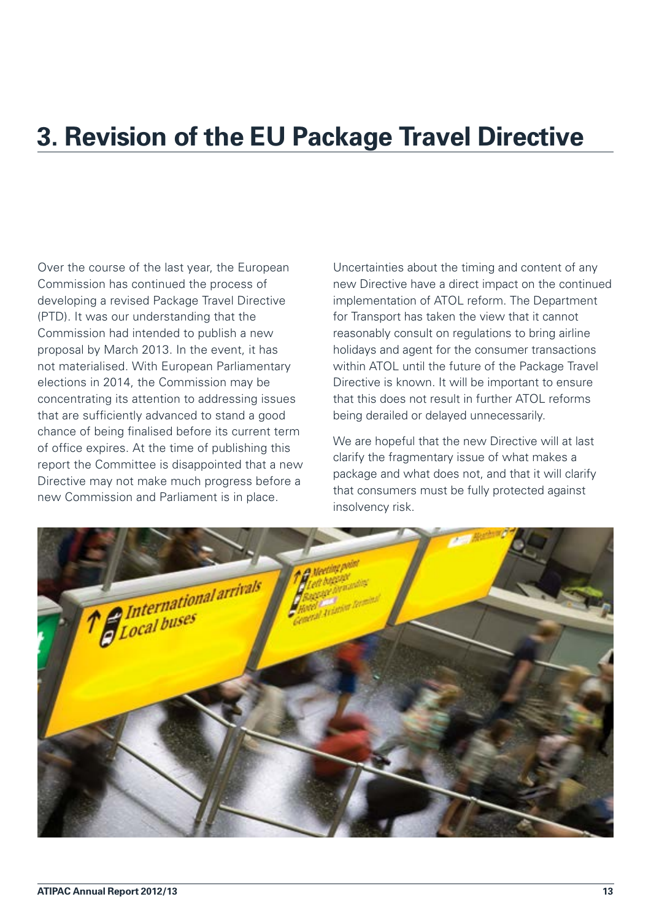# 3. Revision of the EU Package Travel Directive

Over the course of the last year, the European Commission has continued the process of developing a revised Package Travel Directive (PTD). It was our understanding that the Commission had intended to publish a new proposal by March 2013. In the event, it has not materialised. With European Parliamentary elections in 2014, the Commission may be concentrating its attention to addressing issues that are sufficiently advanced to stand a good chance of being finalised before its current term of office expires. At the time of publishing this report the Committee is disappointed that a new Directive may not make much progress before a new Commission and Parliament is in place.

Uncertainties about the timing and content of any new Directive have a direct impact on the continued implementation of ATOL reform. The Department for Transport has taken the view that it cannot reasonably consult on regulations to bring airline holidays and agent for the consumer transactions within ATOL until the future of the Package Travel Directive is known. It will be important to ensure that this does not result in further ATOL reforms being derailed or delayed unnecessarily.

We are hopeful that the new Directive will at last clarify the fragmentary issue of what makes a package and what does not, and that it will clarify that consumers must be fully protected against insolvency risk.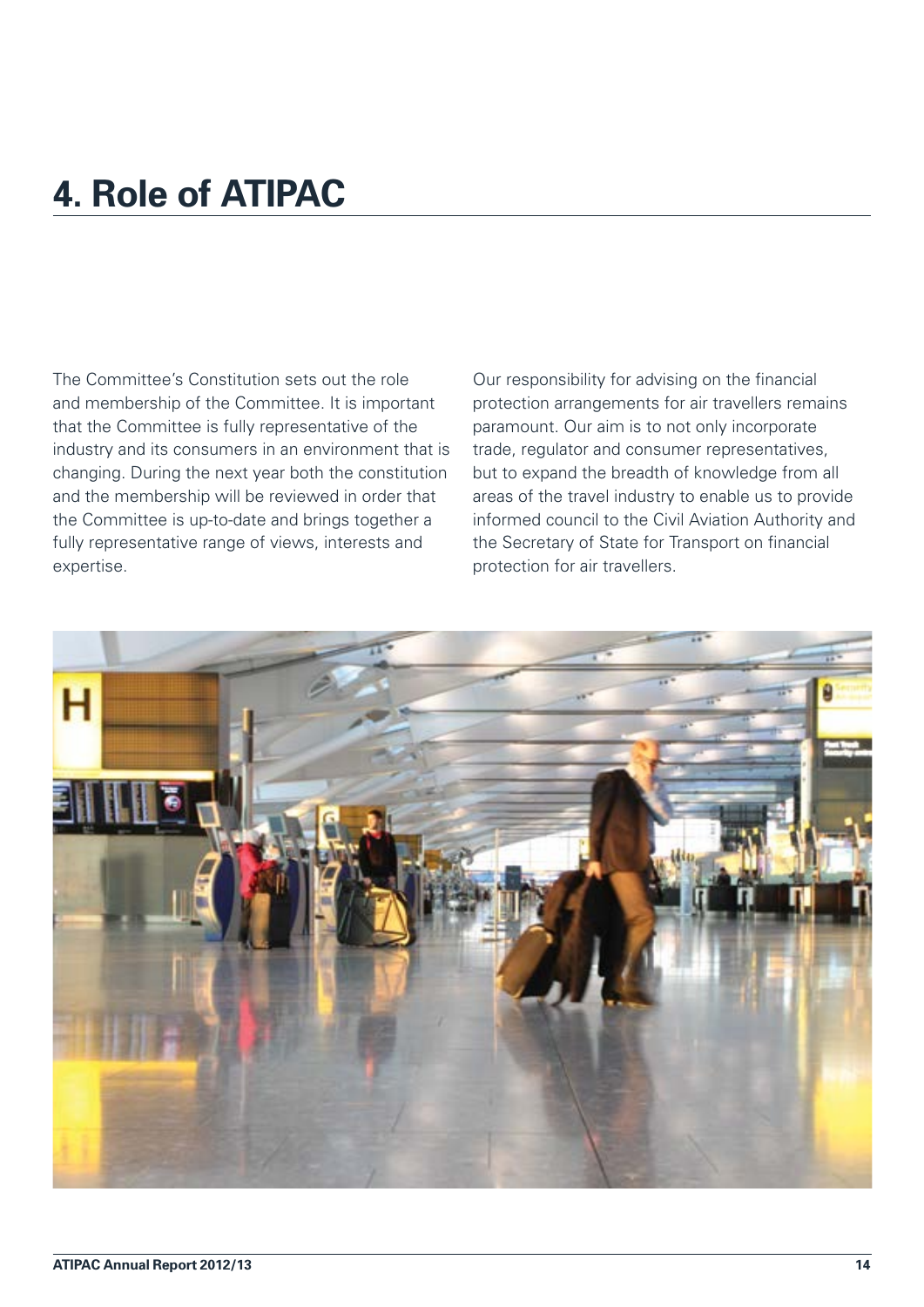# 4. Role of ATIPAC

The Committee's Constitution sets out the role and membership of the Committee. It is important that the Committee is fully representative of the industry and its consumers in an environment that is changing. During the next year both the constitution and the membership will be reviewed in order that the Committee is up-to-date and brings together a fully representative range of views, interests and expertise.

Our responsibility for advising on the financial protection arrangements for air travellers remains paramount. Our aim is to not only incorporate trade, regulator and consumer representatives, but to expand the breadth of knowledge from all areas of the travel industry to enable us to provide informed council to the Civil Aviation Authority and the Secretary of State for Transport on financial protection for air travellers.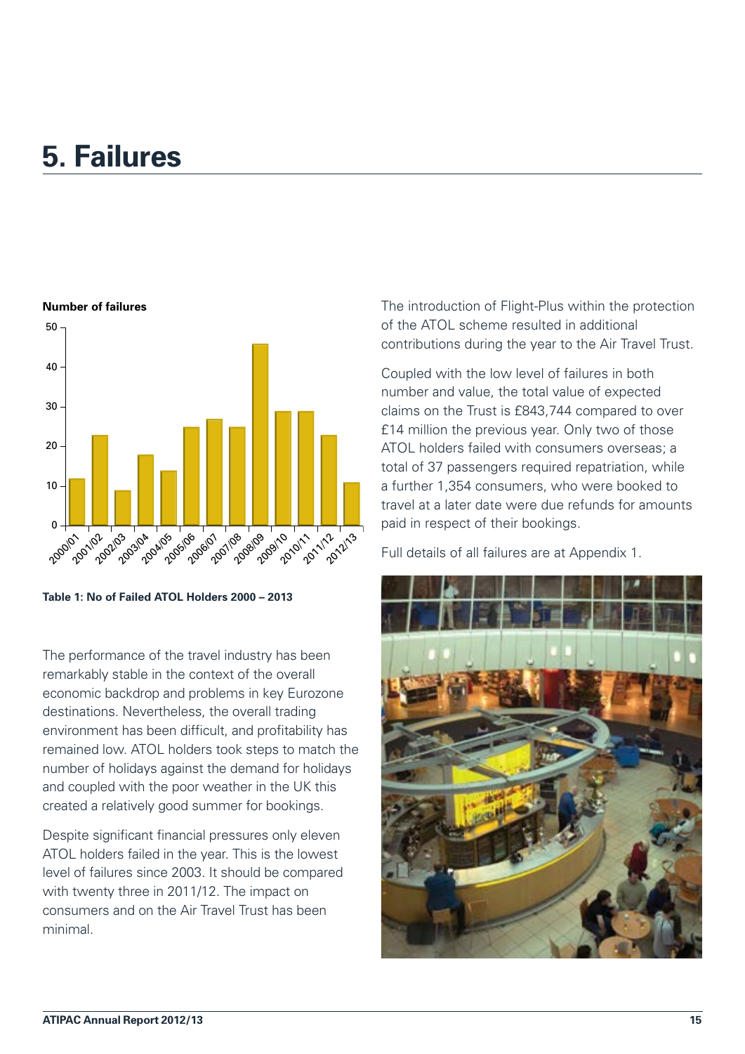# 5. Failures

**Number of failures**

| Year | Number of failures |
|---|---|
| 2000/01 | 12 |
| 2001/02 | 23 |
| 2002/03 | 9 |
| 2003/04 | 18 |
| 2004/05 | 14 |
| 2005/06 | 25 |
| 2006/07 | 27 |
| 2007/08 | 25 |
| 2008/09 | 46 |
| 2009/10 | 29 |
| 2010/11 | 29 |
| 2011/12 | 23 |
| 2012/13 | 11 |

**Table 1: No of Failed ATOL Holders 2000 – 2013**

The performance of the travel industry has been remarkably stable in the context of the overall economic backdrop and problems in key Eurozone destinations. Nevertheless, the overall trading environment has been difficult, and profitability has remained low. ATOL holders took steps to match the number of holidays against the demand for holidays and coupled with the poor weather in the UK this created a relatively good summer for bookings.

Despite significant financial pressures only eleven ATOL holders failed in the year. This is the lowest level of failures since 2003. It should be compared with twenty three in 2011/12. The impact on consumers and on the Air Travel Trust has been minimal.

The introduction of Flight-Plus within the protection of the ATOL scheme resulted in additional contributions during the year to the Air Travel Trust.

Coupled with the low level of failures in both number and value, the total value of expected claims on the Trust is £843,744 compared to over £14 million the previous year. Only two of those ATOL holders failed with consumers overseas; a total of 37 passengers required repatriation, while a further 1,354 consumers, who were booked to travel at a later date were due refunds for amounts paid in respect of their bookings.

Full details of all failures are at Appendix 1.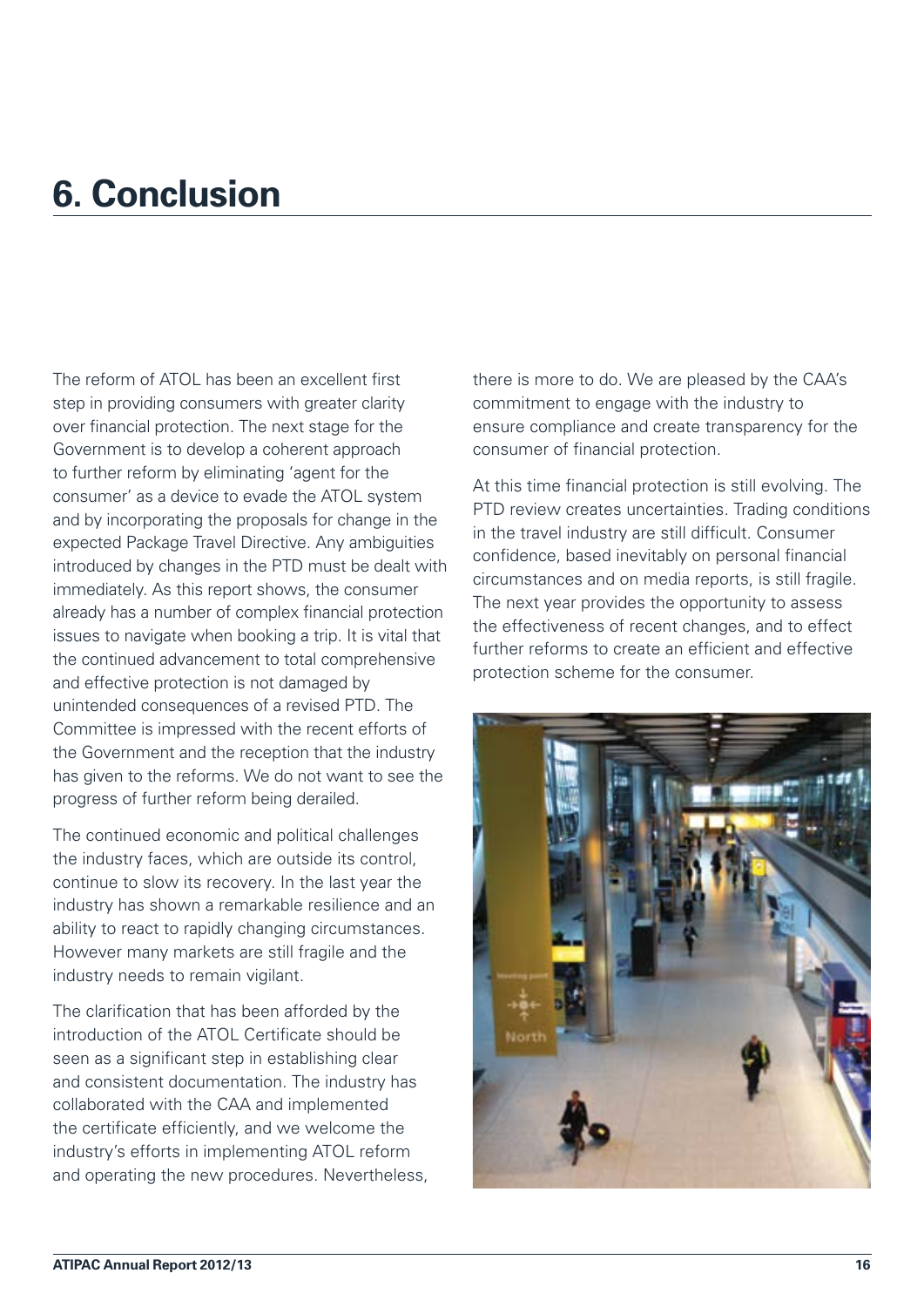# 6. Conclusion

The reform of ATOL has been an excellent first step in providing consumers with greater clarity over financial protection. The next stage for the Government is to develop a coherent approach to further reform by eliminating 'agent for the consumer' as a device to evade the ATOL system and by incorporating the proposals for change in the expected Package Travel Directive. Any ambiguities introduced by changes in the PTD must be dealt with immediately. As this report shows, the consumer already has a number of complex financial protection issues to navigate when booking a trip. It is vital that the continued advancement to total comprehensive and effective protection is not damaged by unintended consequences of a revised PTD. The Committee is impressed with the recent efforts of the Government and the reception that the industry has given to the reforms. We do not want to see the progress of further reform being derailed.

The continued economic and political challenges the industry faces, which are outside its control, continue to slow its recovery. In the last year the industry has shown a remarkable resilience and an ability to react to rapidly changing circumstances. However many markets are still fragile and the industry needs to remain vigilant.

The clarification that has been afforded by the introduction of the ATOL Certificate should be seen as a significant step in establishing clear and consistent documentation. The industry has collaborated with the CAA and implemented the certificate efficiently, and we welcome the industry's efforts in implementing ATOL reform and operating the new procedures. Nevertheless, there is more to do. We are pleased by the CAA's commitment to engage with the industry to ensure compliance and create transparency for the consumer of financial protection.

At this time financial protection is still evolving. The PTD review creates uncertainties. Trading conditions in the travel industry are still difficult. Consumer confidence, based inevitably on personal financial circumstances and on media reports, is still fragile. The next year provides the opportunity to assess the effectiveness of recent changes, and to effect further reforms to create an efficient and effective protection scheme for the consumer.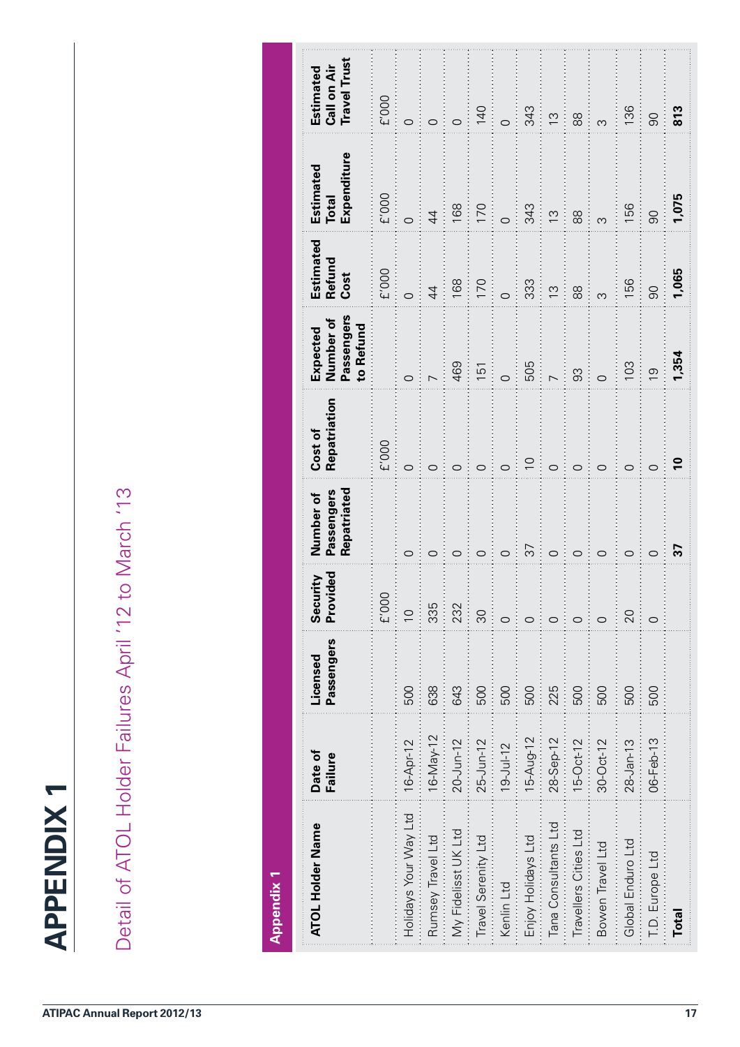# APPENDIX 1

## Detail of ATOL Holder Failures April '12 to March '13

**Appendix 1**

| ATOL Holder Name | Date of Failure | Licensed Passengers | Security Provided | Number of Passengers Repatriated | Cost of Repatriation | Expected Number of Passengers to Refund | Estimated Refund Cost | Estimated Total Expenditure | Estimated Call on Air Travel Trust |
|---|---|---|---|---|---|---|---|---|---|
| | | | £'000 | | £'000 | | £'000 | £'000 | £'000 |
| Holidays Your Way Ltd | 16-Apr-12 | 500 | 10 | 0 | 0 | 0 | 0 | 0 | 0 |
| Rumsey Travel Ltd | 16-May-12 | 638 | 335 | 0 | 0 | 7 | 44 | 44 | 0 |
| My Fidelisst UK Ltd | 20-Jun-12 | 643 | 232 | 0 | 0 | 469 | 168 | 168 | 0 |
| Travel Serenity Ltd | 25-Jun-12 | 500 | 30 | 0 | 0 | 151 | 170 | 170 | 140 |
| Kenlin Ltd | 19-Jul-12 | 500 | 0 | 0 | 0 | 0 | 0 | 0 | 0 |
| Enjoy Holidays Ltd | 15-Aug-12 | 500 | 0 | 37 | 10 | 505 | 333 | 343 | 343 |
| Tana Consultants Ltd | 28-Sep-12 | 225 | 0 | 0 | 0 | 7 | 13 | 13 | 13 |
| Travellers Cities Ltd | 15-Oct-12 | 500 | 0 | 0 | 0 | 93 | 88 | 88 | 88 |
| Bowen Travel Ltd | 30-Oct-12 | 500 | 0 | 0 | 0 | 0 | 3 | 3 | 3 |
| Global Enduro Ltd | 28-Jan-13 | 500 | 20 | 0 | 0 | 103 | 156 | 156 | 136 |
| T.D. Europe Ltd | 06-Feb-13 | 500 | 0 | 0 | 0 | 19 | 90 | 90 | 90 |
| **Total** | | | | **37** | **10** | **1,354** | **1,065** | **1,075** | **813** |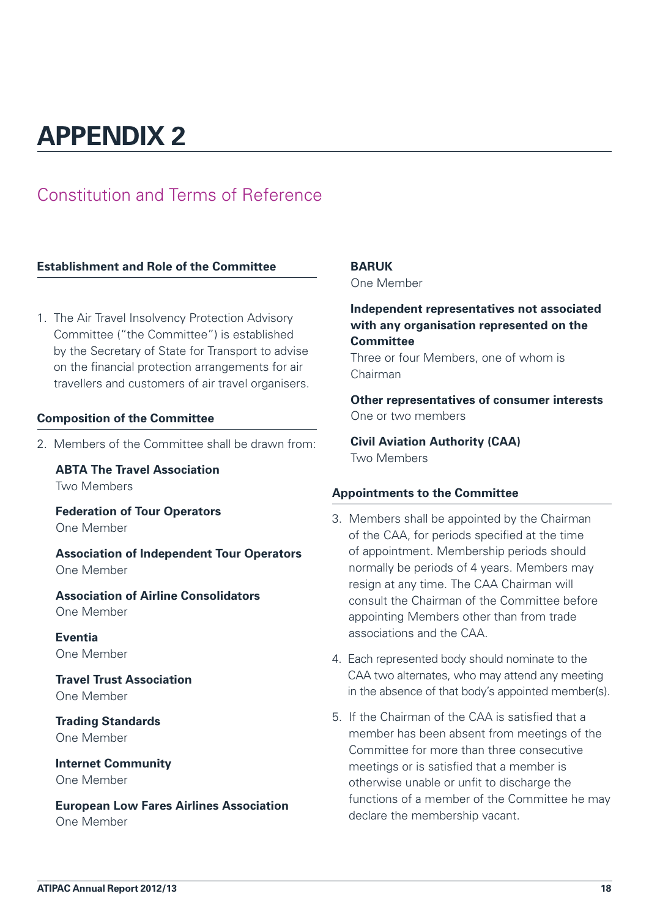# APPENDIX 2

## Constitution and Terms of Reference

### Establishment and Role of the Committee

1. The Air Travel Insolvency Protection Advisory Committee ("the Committee") is established by the Secretary of State for Transport to advise on the financial protection arrangements for air travellers and customers of air travel organisers.

### Composition of the Committee

2. Members of the Committee shall be drawn from:

**ABTA The Travel Association**
Two Members

**Federation of Tour Operators**
One Member

**Association of Independent Tour Operators**
One Member

**Association of Airline Consolidators**
One Member

**Eventia**
One Member

**Travel Trust Association**
One Member

**Trading Standards**
One Member

**Internet Community**
One Member

**European Low Fares Airlines Association**
One Member

**BARUK**
One Member

**Independent representatives not associated with any organisation represented on the Committee**
Three or four Members, one of whom is Chairman

**Other representatives of consumer interests**
One or two members

**Civil Aviation Authority (CAA)**
Two Members

### Appointments to the Committee

3. Members shall be appointed by the Chairman of the CAA, for periods specified at the time of appointment. Membership periods should normally be periods of 4 years. Members may resign at any time. The CAA Chairman will consult the Chairman of the Committee before appointing Members other than from trade associations and the CAA.

4. Each represented body should nominate to the CAA two alternates, who may attend any meeting in the absence of that body's appointed member(s).

5. If the Chairman of the CAA is satisfied that a member has been absent from meetings of the Committee for more than three consecutive meetings or is satisfied that a member is otherwise unable or unfit to discharge the functions of a member of the Committee he may declare the membership vacant.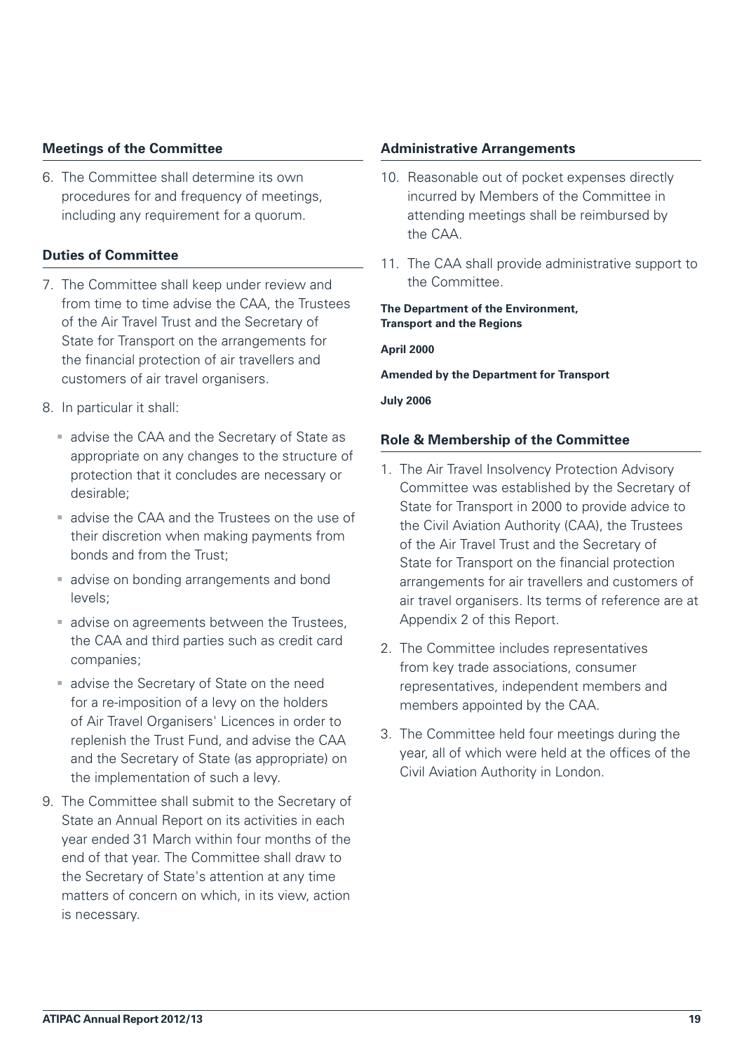## Meetings of the Committee

6. The Committee shall determine its own procedures for and frequency of meetings, including any requirement for a quorum.

## Duties of Committee

7. The Committee shall keep under review and from time to time advise the CAA, the Trustees of the Air Travel Trust and the Secretary of State for Transport on the arrangements for the financial protection of air travellers and customers of air travel organisers.
8. In particular it shall:
   - advise the CAA and the Secretary of State as appropriate on any changes to the structure of protection that it concludes are necessary or desirable;
   - advise the CAA and the Trustees on the use of their discretion when making payments from bonds and from the Trust;
   - advise on bonding arrangements and bond levels;
   - advise on agreements between the Trustees, the CAA and third parties such as credit card companies;
   - advise the Secretary of State on the need for a re-imposition of a levy on the holders of Air Travel Organisers' Licences in order to replenish the Trust Fund, and advise the CAA and the Secretary of State (as appropriate) on the implementation of such a levy.
9. The Committee shall submit to the Secretary of State an Annual Report on its activities in each year ended 31 March within four months of the end of that year. The Committee shall draw to the Secretary of State's attention at any time matters of concern on which, in its view, action is necessary.

## Administrative Arrangements

10. Reasonable out of pocket expenses directly incurred by Members of the Committee in attending meetings shall be reimbursed by the CAA.
11. The CAA shall provide administrative support to the Committee.

**The Department of the Environment, Transport and the Regions**

**April 2000**

**Amended by the Department for Transport**

**July 2006**

## Role & Membership of the Committee

1. The Air Travel Insolvency Protection Advisory Committee was established by the Secretary of State for Transport in 2000 to provide advice to the Civil Aviation Authority (CAA), the Trustees of the Air Travel Trust and the Secretary of State for Transport on the financial protection arrangements for air travellers and customers of air travel organisers. Its terms of reference are at Appendix 2 of this Report.
2. The Committee includes representatives from key trade associations, consumer representatives, independent members and members appointed by the CAA.
3. The Committee held four meetings during the year, all of which were held at the offices of the Civil Aviation Authority in London.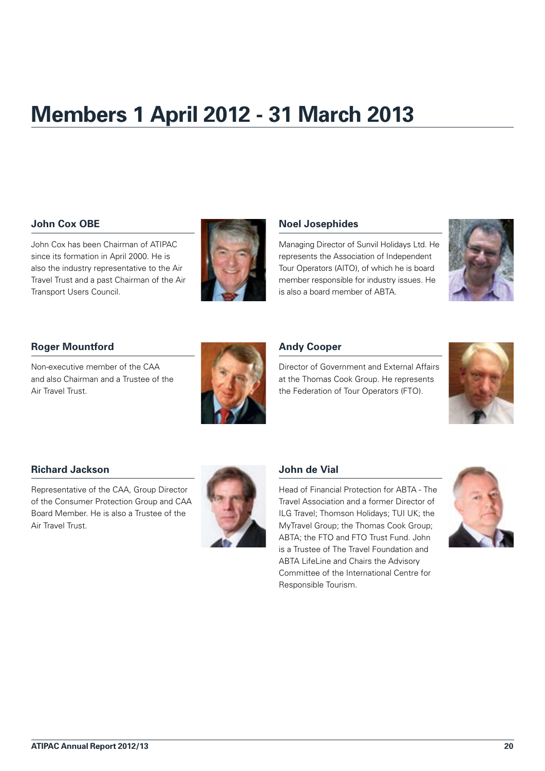# Members 1 April 2012 - 31 March 2013

### John Cox OBE

John Cox has been Chairman of ATIPAC since its formation in April 2000. He is also the industry representative to the Air Travel Trust and a past Chairman of the Air Transport Users Council.

### Noel Josephides

Managing Director of Sunvil Holidays Ltd. He represents the Association of Independent Tour Operators (AITO), of which he is board member responsible for industry issues. He is also a board member of ABTA.

### Roger Mountford

Non-executive member of the CAA and also Chairman and a Trustee of the Air Travel Trust.

### Andy Cooper

Director of Government and External Affairs at the Thomas Cook Group. He represents the Federation of Tour Operators (FTO).

### Richard Jackson

Representative of the CAA, Group Director of the Consumer Protection Group and CAA Board Member. He is also a Trustee of the Air Travel Trust.

### John de Vial

Head of Financial Protection for ABTA - The Travel Association and a former Director of ILG Travel; Thomson Holidays; TUI UK; the MyTravel Group; the Thomas Cook Group; ABTA; the FTO and FTO Trust Fund. John is a Trustee of The Travel Foundation and ABTA LifeLine and Chairs the Advisory Committee of the International Centre for Responsible Tourism.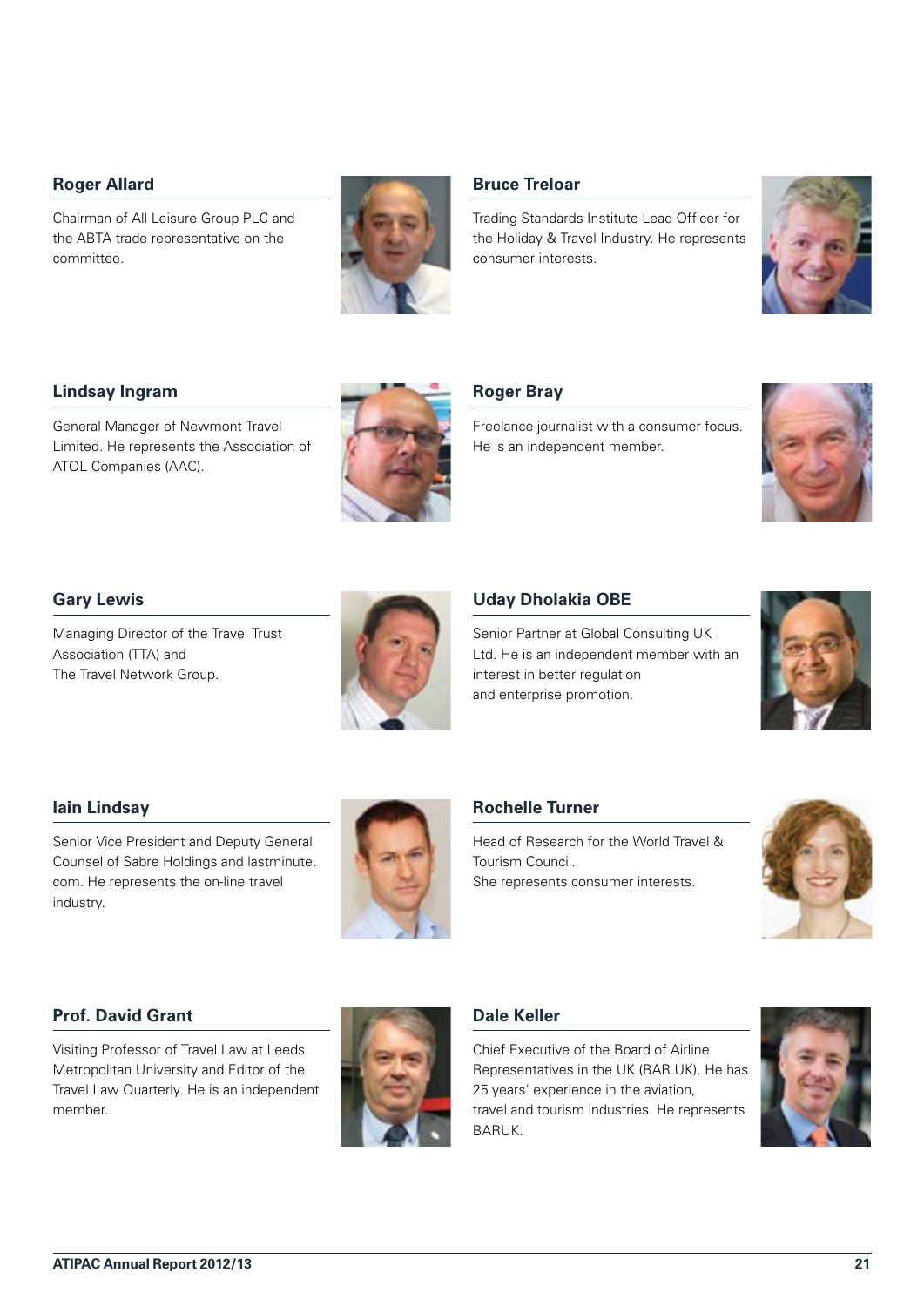### Roger Allard

Chairman of All Leisure Group PLC and the ABTA trade representative on the committee.

### Bruce Treloar

Trading Standards Institute Lead Officer for the Holiday & Travel Industry. He represents consumer interests.

### Lindsay Ingram

General Manager of Newmont Travel Limited. He represents the Association of ATOL Companies (AAC).

### Roger Bray

Freelance journalist with a consumer focus. He is an independent member.

### Gary Lewis

Managing Director of the Travel Trust Association (TTA) and The Travel Network Group.

### Uday Dholakia OBE

Senior Partner at Global Consulting UK Ltd. He is an independent member with an interest in better regulation and enterprise promotion.

### Iain Lindsay

Senior Vice President and Deputy General Counsel of Sabre Holdings and lastminute.com. He represents the on-line travel industry.

### Rochelle Turner

Head of Research for the World Travel & Tourism Council.
She represents consumer interests.

### Prof. David Grant

Visiting Professor of Travel Law at Leeds Metropolitan University and Editor of the Travel Law Quarterly. He is an independent member.

### Dale Keller

Chief Executive of the Board of Airline Representatives in the UK (BAR UK). He has 25 years' experience in the aviation, travel and tourism industries. He represents BARUK.